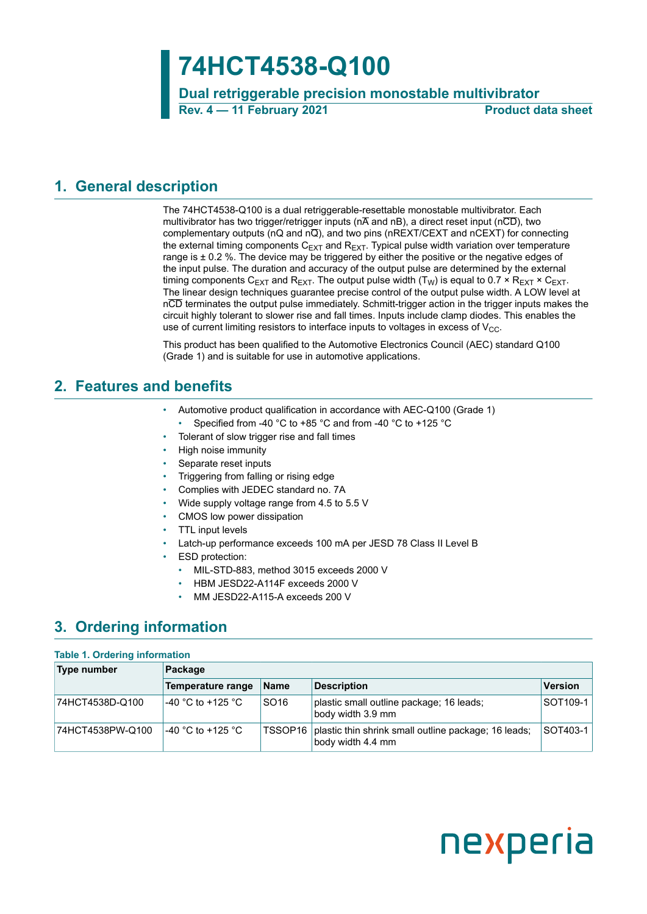# 74HCT4538-Q100

**Dual retriggerable precision monostable multivibrator**

**Rev. 4 — 11 February 2021** **Product data sheet**

## 1. General description

The 74HCT4538-Q100 is a dual retriggerable-resettable monostable multivibrator. Each multivibrator has two trigger/retrigger inputs (n$\overline{A}$ and nB), a direct reset input (n$\overline{CD}$), two complementary outputs (nQ and n$\overline{Q}$), and two pins (nREXT/CEXT and nCEXT) for connecting the external timing components $C_{EXT}$ and $R_{EXT}$. Typical pulse width variation over temperature range is ± 0.2 %. The device may be triggered by either the positive or the negative edges of the input pulse. The duration and accuracy of the output pulse are determined by the external timing components $C_{EXT}$ and $R_{EXT}$. The output pulse width ($T_W$) is equal to 0.7 × $R_{EXT}$ × $C_{EXT}$. The linear design techniques guarantee precise control of the output pulse width. A LOW level at n$\overline{CD}$ terminates the output pulse immediately. Schmitt-trigger action in the trigger inputs makes the circuit highly tolerant to slower rise and fall times. Inputs include clamp diodes. This enables the use of current limiting resistors to interface inputs to voltages in excess of $V_{CC}$.

This product has been qualified to the Automotive Electronics Council (AEC) standard Q100 (Grade 1) and is suitable for use in automotive applications.

## 2. Features and benefits

- Automotive product qualification in accordance with AEC-Q100 (Grade 1)
  - Specified from -40 °C to +85 °C and from -40 °C to +125 °C
- Tolerant of slow trigger rise and fall times
- High noise immunity
- Separate reset inputs
- Triggering from falling or rising edge
- Complies with JEDEC standard no. 7A
- Wide supply voltage range from 4.5 to 5.5 V
- CMOS low power dissipation
- TTL input levels
- Latch-up performance exceeds 100 mA per JESD 78 Class II Level B
- ESD protection:
  - MIL-STD-883, method 3015 exceeds 2000 V
  - HBM JESD22-A114F exceeds 2000 V
  - MM JESD22-A115-A exceeds 200 V

## 3. Ordering information

**Table 1. Ordering information**

| Type number | Package | | | |
|---|---|---|---|---|
| | Temperature range | Name | Description | Version |
| 74HCT4538D-Q100 | -40 °C to +125 °C | SO16 | plastic small outline package; 16 leads; body width 3.9 mm | SOT109-1 |
| 74HCT4538PW-Q100 | -40 °C to +125 °C | TSSOP16 | plastic thin shrink small outline package; 16 leads; body width 4.4 mm | SOT403-1 |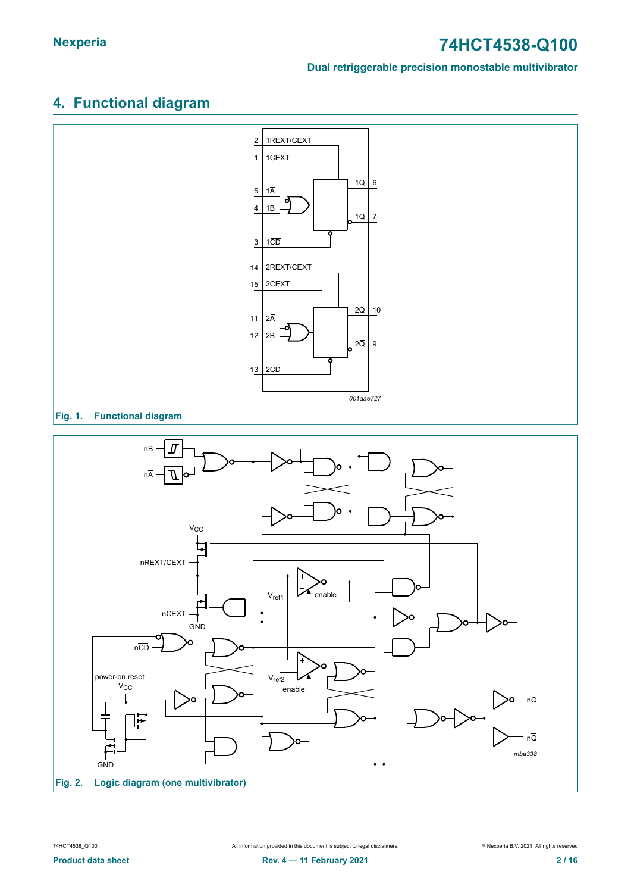## 4. Functional diagram

Fig. 1. Functional diagram

Fig. 2. Logic diagram (one multivibrator)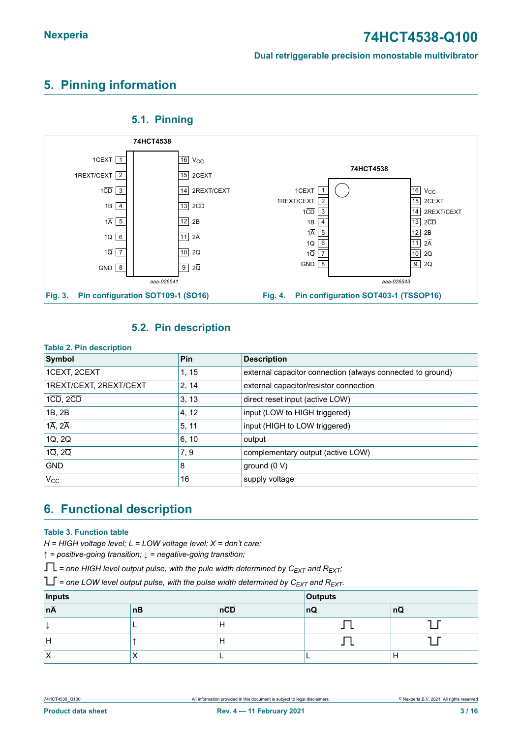# 5. Pinning information

## 5.1. Pinning

Fig. 3. Pin configuration SOT109-1 (SO16)

Fig. 4. Pin configuration SOT403-1 (TSSOP16)

## 5.2. Pin description

**Table 2. Pin description**

| Symbol | Pin | Description |
|---|---|---|
| 1CEXT, 2CEXT | 1, 15 | external capacitor connection (always connected to ground) |
| 1REXT/CEXT, 2REXT/CEXT | 2, 14 | external capacitor/resistor connection |
| $1\overline{CD}$, $2\overline{CD}$ | 3, 13 | direct reset input (active LOW) |
| 1B, 2B | 4, 12 | input (LOW to HIGH triggered) |
| $1\overline{A}$, $2\overline{A}$ | 5, 11 | input (HIGH to LOW triggered) |
| 1Q, 2Q | 6, 10 | output |
| $1\overline{Q}$, $2\overline{Q}$ | 7, 9 | complementary output (active LOW) |
| GND | 8 | ground (0 V) |
| $V_{CC}$ | 16 | supply voltage |

# 6. Functional description

**Table 3. Function table**

*H = HIGH voltage level; L = LOW voltage level; X = don't care;*

*↑ = positive-going transition; ↓ = negative-going transition;*

⎍ *= one HIGH level output pulse, with the pule width determined by $C_{EXT}$ and $R_{EXT}$;*

⎎ *= one LOW level output pulse, with the pulse width determined by $C_{EXT}$ and $R_{EXT}$.*

| Inputs | | | Outputs | |
|---|---|---|---|---|
| $n\overline{A}$ | nB | $n\overline{CD}$ | nQ | $n\overline{Q}$ |
| ↓ | L | H | ⎍ | ⎎ |
| H | ↑ | H | ⎍ | ⎎ |
| X | X | L | L | H |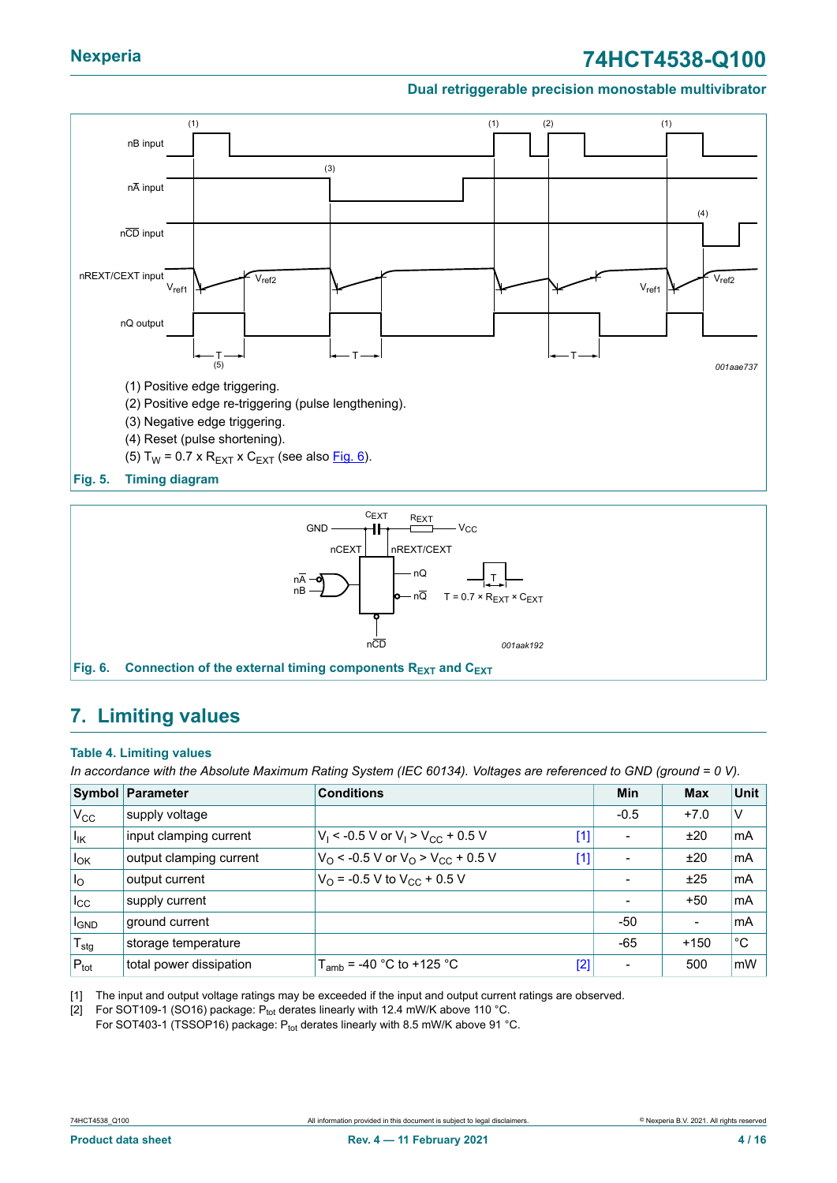(1) Positive edge triggering.

(2) Positive edge re-triggering (pulse lengthening).

(3) Negative edge triggering.

(4) Reset (pulse shortening).

(5) $T_W = 0.7 \times R_{EXT} \times C_{EXT}$ (see also Fig. 6).

**Fig. 5. Timing diagram**

**Fig. 6. Connection of the external timing components $R_{EXT}$ and $C_{EXT}$**

## 7. Limiting values

**Table 4. Limiting values**

*In accordance with the Absolute Maximum Rating System (IEC 60134). Voltages are referenced to GND (ground = 0 V).*

| Symbol | Parameter | Conditions | | Min | Max | Unit |
|---|---|---|---|---|---|---|
| $V_{CC}$ | supply voltage | | | -0.5 | +7.0 | V |
| $I_{IK}$ | input clamping current | $V_I < -0.5$ V or $V_I > V_{CC} + 0.5$ V | [1] | - | ±20 | mA |
| $I_{OK}$ | output clamping current | $V_O < -0.5$ V or $V_O > V_{CC} + 0.5$ V | [1] | - | ±20 | mA |
| $I_O$ | output current | $V_O = -0.5$ V to $V_{CC} + 0.5$ V | | - | ±25 | mA |
| $I_{CC}$ | supply current | | | - | +50 | mA |
| $I_{GND}$ | ground current | | | -50 | - | mA |
| $T_{stg}$ | storage temperature | | | -65 | +150 | °C |
| $P_{tot}$ | total power dissipation | $T_{amb} = -40$ °C to +125 °C | [2] | - | 500 | mW |

[1] The input and output voltage ratings may be exceeded if the input and output current ratings are observed.

[2] For SOT109-1 (SO16) package: $P_{tot}$ derates linearly with 12.4 mW/K above 110 °C.
For SOT403-1 (TSSOP16) package: $P_{tot}$ derates linearly with 8.5 mW/K above 91 °C.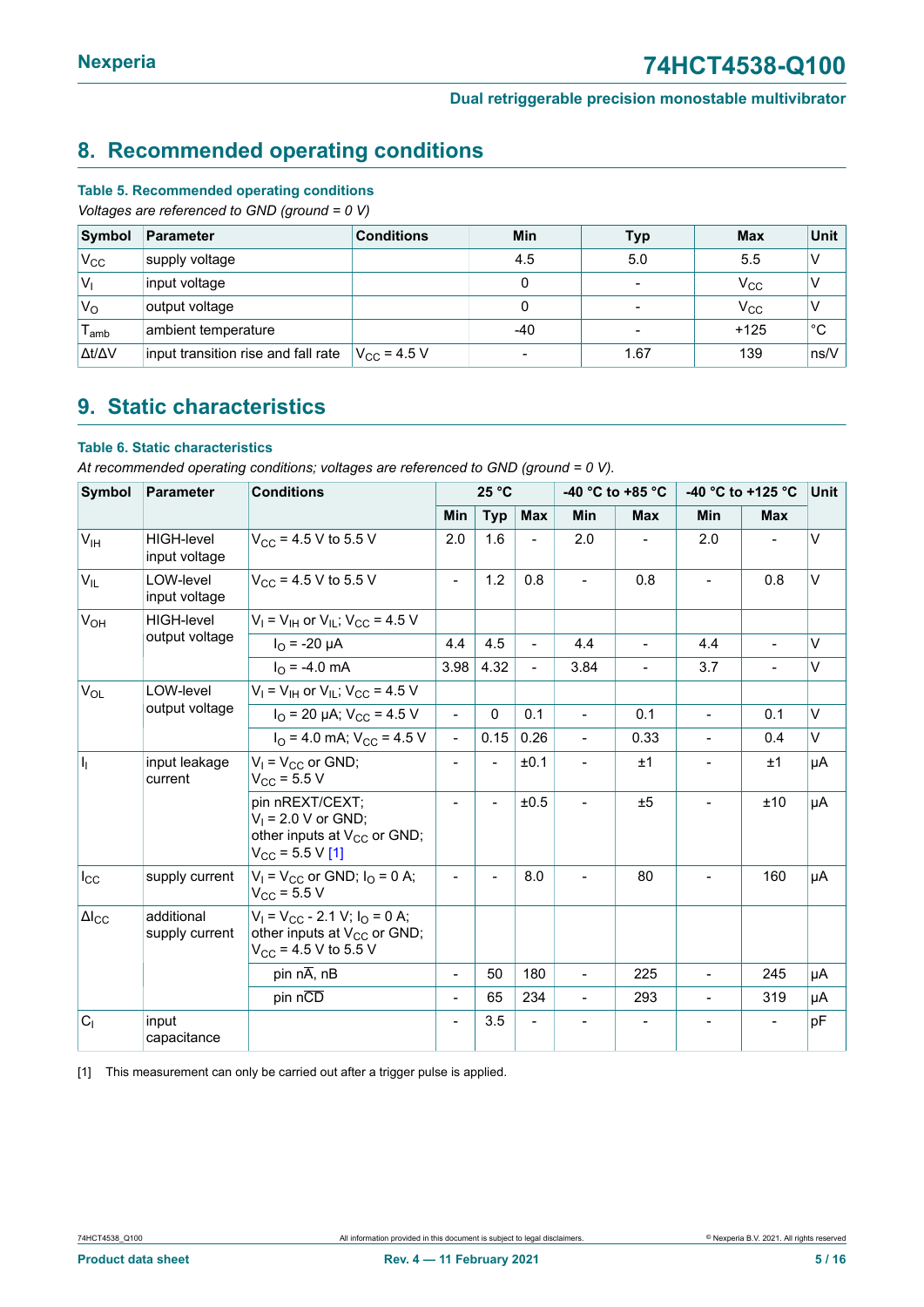## 8. Recommended operating conditions

**Table 5. Recommended operating conditions**

*Voltages are referenced to GND (ground = 0 V)*

| Symbol | Parameter | Conditions | Min | Typ | Max | Unit |
|---|---|---|---|---|---|---|
| $V_{CC}$ | supply voltage | | 4.5 | 5.0 | 5.5 | V |
| $V_I$ | input voltage | | 0 | - | $V_{CC}$ | V |
| $V_O$ | output voltage | | 0 | - | $V_{CC}$ | V |
| $T_{amb}$ | ambient temperature | | -40 | - | +125 | °C |
| $\Delta t/\Delta V$ | input transition rise and fall rate | $V_{CC}$ = 4.5 V | - | 1.67 | 139 | ns/V |

## 9. Static characteristics

**Table 6. Static characteristics**

*At recommended operating conditions; voltages are referenced to GND (ground = 0 V).*

| Symbol | Parameter | Conditions | 25 °C | | | -40 °C to +85 °C | | -40 °C to +125 °C | | Unit |
|---|---|---|---|---|---|---|---|---|---|---|
| | | | Min | Typ | Max | Min | Max | Min | Max | |
| $V_{IH}$ | HIGH-level input voltage | $V_{CC}$ = 4.5 V to 5.5 V | 2.0 | 1.6 | - | 2.0 | - | 2.0 | - | V |
| $V_{IL}$ | LOW-level input voltage | $V_{CC}$ = 4.5 V to 5.5 V | - | 1.2 | 0.8 | - | 0.8 | - | 0.8 | V |
| $V_{OH}$ | HIGH-level output voltage | $V_I = V_{IH}$ or $V_{IL}$; $V_{CC}$ = 4.5 V | | | | | | | | |
| | | $I_O$ = -20 μA | 4.4 | 4.5 | - | 4.4 | - | 4.4 | - | V |
| | | $I_O$ = -4.0 mA | 3.98 | 4.32 | - | 3.84 | - | 3.7 | - | V |
| $V_{OL}$ | LOW-level output voltage | $V_I = V_{IH}$ or $V_{IL}$; $V_{CC}$ = 4.5 V | | | | | | | | |
| | | $I_O$ = 20 μA; $V_{CC}$ = 4.5 V | - | 0 | 0.1 | - | 0.1 | - | 0.1 | V |
| | | $I_O$ = 4.0 mA; $V_{CC}$ = 4.5 V | - | 0.15 | 0.26 | - | 0.33 | - | 0.4 | V |
| $I_I$ | input leakage current | $V_I = V_{CC}$ or GND; $V_{CC}$ = 5.5 V | - | - | ±0.1 | - | ±1 | - | ±1 | μA |
| | | pin nREXT/CEXT; $V_I$ = 2.0 V or GND; other inputs at $V_{CC}$ or GND; $V_{CC}$ = 5.5 V [1] | - | - | ±0.5 | - | ±5 | - | ±10 | μA |
| $I_{CC}$ | supply current | $V_I = V_{CC}$ or GND; $I_O$ = 0 A; $V_{CC}$ = 5.5 V | - | - | 8.0 | - | 80 | - | 160 | μA |
| $\Delta I_{CC}$ | additional supply current | $V_I = V_{CC}$ - 2.1 V; $I_O$ = 0 A; other inputs at $V_{CC}$ or GND; $V_{CC}$ = 4.5 V to 5.5 V | | | | | | | | |
| | | pin $n\overline{A}$, nB | - | 50 | 180 | - | 225 | - | 245 | μA |
| | | pin $n\overline{CD}$ | - | 65 | 234 | - | 293 | - | 319 | μA |
| $C_I$ | input capacitance | | - | 3.5 | - | - | - | - | - | pF |

[1] This measurement can only be carried out after a trigger pulse is applied.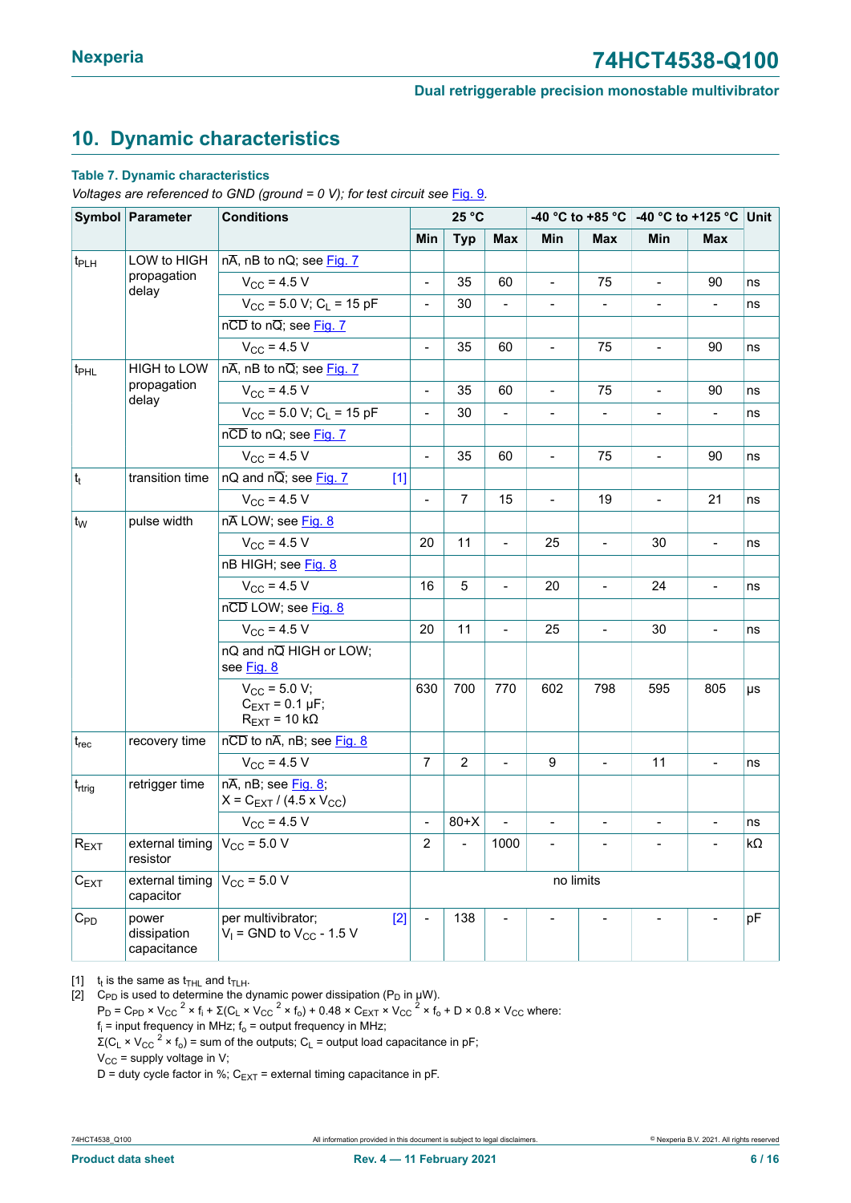## 10. Dynamic characteristics

**Table 7. Dynamic characteristics**

*Voltages are referenced to GND (ground = 0 V); for test circuit see Fig. 9.*

| Symbol | Parameter | Conditions | 25 °C | | | -40 °C to +85 °C | | -40 °C to +125 °C | | Unit |
|---|---|---|---|---|---|---|---|---|---|---|
| | | | Min | Typ | Max | Min | Max | Min | Max | |
| $t_{PLH}$ | LOW to HIGH propagation delay | $n\overline{A}$, nB to nQ; see Fig. 7 | | | | | | | | |
| | | $V_{CC}$ = 4.5 V | - | 35 | 60 | - | 75 | - | 90 | ns |
| | | $V_{CC}$ = 5.0 V; $C_L$ = 15 pF | - | 30 | - | - | - | - | - | ns |
| | | $n\overline{CD}$ to $n\overline{Q}$; see Fig. 7 | | | | | | | | |
| | | $V_{CC}$ = 4.5 V | - | 35 | 60 | - | 75 | - | 90 | ns |
| $t_{PHL}$ | HIGH to LOW propagation delay | $n\overline{A}$, nB to $n\overline{Q}$; see Fig. 7 | | | | | | | | |
| | | $V_{CC}$ = 4.5 V | - | 35 | 60 | - | 75 | - | 90 | ns |
| | | $V_{CC}$ = 5.0 V; $C_L$ = 15 pF | - | 30 | - | - | - | - | - | ns |
| | | $n\overline{CD}$ to nQ; see Fig. 7 | | | | | | | | |
| | | $V_{CC}$ = 4.5 V | - | 35 | 60 | - | 75 | - | 90 | ns |
| $t_t$ | transition time | nQ and $n\overline{Q}$; see Fig. 7 [1] | | | | | | | | |
| | | $V_{CC}$ = 4.5 V | - | 7 | 15 | - | 19 | - | 21 | ns |
| $t_W$ | pulse width | $n\overline{A}$ LOW; see Fig. 8 | | | | | | | | |
| | | $V_{CC}$ = 4.5 V | 20 | 11 | - | 25 | - | 30 | - | ns |
| | | nB HIGH; see Fig. 8 | | | | | | | | |
| | | $V_{CC}$ = 4.5 V | 16 | 5 | - | 20 | - | 24 | - | ns |
| | | $n\overline{CD}$ LOW; see Fig. 8 | | | | | | | | |
| | | $V_{CC}$ = 4.5 V | 20 | 11 | - | 25 | - | 30 | - | ns |
| | | nQ and $n\overline{Q}$ HIGH or LOW; see Fig. 8 | | | | | | | | |
| | | $V_{CC}$ = 5.0 V; $C_{EXT}$ = 0.1 μF; $R_{EXT}$ = 10 kΩ | 630 | 700 | 770 | 602 | 798 | 595 | 805 | μs |
| $t_{rec}$ | recovery time | $n\overline{CD}$ to $n\overline{A}$, nB; see Fig. 8 | | | | | | | | |
| | | $V_{CC}$ = 4.5 V | 7 | 2 | - | 9 | - | 11 | - | ns |
| $t_{rtrig}$ | retrigger time | $n\overline{A}$, nB; see Fig. 8; X = $C_{EXT}$ / (4.5 x $V_{CC}$) | | | | | | | | |
| | | $V_{CC}$ = 4.5 V | - | 80+X | - | - | - | - | - | ns |
| $R_{EXT}$ | external timing resistor | $V_{CC}$ = 5.0 V | 2 | - | 1000 | - | - | - | - | kΩ |
| $C_{EXT}$ | external timing capacitor | $V_{CC}$ = 5.0 V | no limits | | | | | | | |
| $C_{PD}$ | power dissipation capacitance | per multivibrator; $V_I$ = GND to $V_{CC}$ - 1.5 V [2] | - | 138 | - | - | - | - | - | pF |

[1] $t_t$ is the same as $t_{THL}$ and $t_{TLH}$.

[2] $C_{PD}$ is used to determine the dynamic power dissipation ($P_D$ in μW).

$P_D = C_{PD} \times V_{CC}{}^2 \times f_i + \Sigma(C_L \times V_{CC}{}^2 \times f_o) + 0.48 \times C_{EXT} \times V_{CC}{}^2 \times f_o + D \times 0.8 \times V_{CC}$ where:

$f_i$ = input frequency in MHz; $f_o$ = output frequency in MHz;

$\Sigma(C_L \times V_{CC}{}^2 \times f_o)$ = sum of the outputs; $C_L$ = output load capacitance in pF;

$V_{CC}$ = supply voltage in V;

D = duty cycle factor in %; $C_{EXT}$ = external timing capacitance in pF.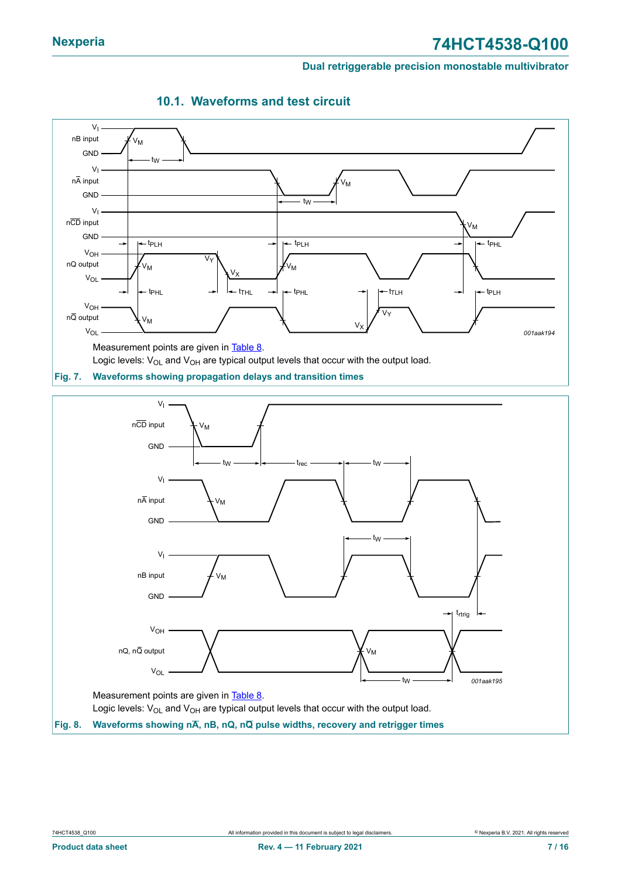### 10.1. Waveforms and test circuit

Measurement points are given in Table 8.

Logic levels: $V_{OL}$ and $V_{OH}$ are typical output levels that occur with the output load.

**Fig. 7. Waveforms showing propagation delays and transition times**

Measurement points are given in Table 8.

Logic levels: $V_{OL}$ and $V_{OH}$ are typical output levels that occur with the output load.

**Fig. 8. Waveforms showing nA̅, nB, nQ, nQ̅ pulse widths, recovery and retrigger times**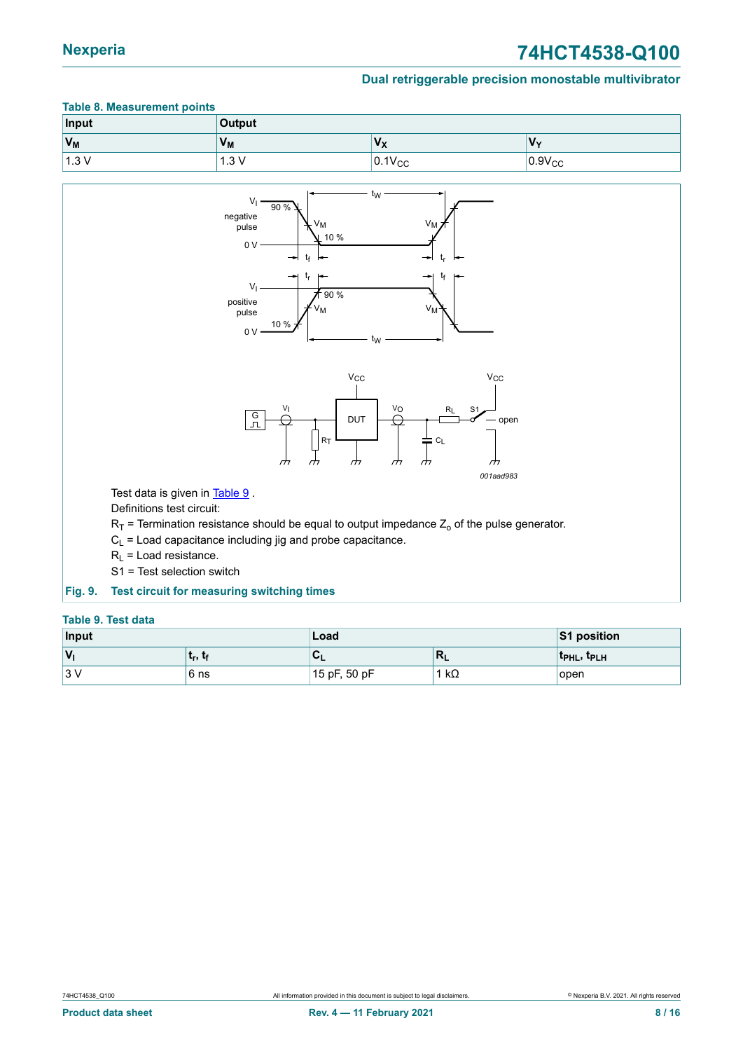**Table 8. Measurement points**

| Input | Output | | |
|---|---|---|---|
| $V_M$ | $V_M$ | $V_X$ | $V_Y$ |
| 1.3 V | 1.3 V | $0.1V_{CC}$ | $0.9V_{CC}$ |

Test data is given in Table 9 .

Definitions test circuit:

$R_T$ = Termination resistance should be equal to output impedance $Z_o$ of the pulse generator.

$C_L$ = Load capacitance including jig and probe capacitance.

$R_L$ = Load resistance.

S1 = Test selection switch

**Fig. 9. Test circuit for measuring switching times**

**Table 9. Test data**

| Input | | Load | | S1 position |
|---|---|---|---|---|
| $V_I$ | $t_r$, $t_f$ | $C_L$ | $R_L$ | $t_{PHL}$, $t_{PLH}$ |
| 3 V | 6 ns | 15 pF, 50 pF | 1 kΩ | open |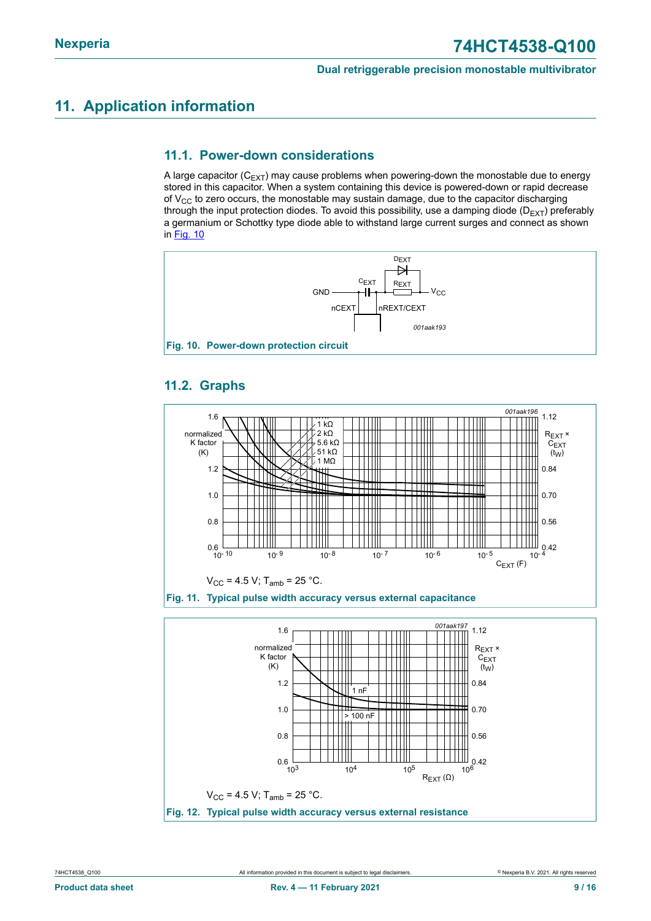## 11. Application information

### 11.1. Power-down considerations

A large capacitor ($C_{EXT}$) may cause problems when powering-down the monostable due to energy stored in this capacitor. When a system containing this device is powered-down or rapid decrease of $V_{CC}$ to zero occurs, the monostable may sustain damage, due to the capacitor discharging through the input protection diodes. To avoid this possibility, use a damping diode ($D_{EXT}$) preferably a germanium or Schottky type diode able to withstand large current surges and connect as shown in Fig. 10

**Fig. 10. Power-down protection circuit**

### 11.2. Graphs

$V_{CC}$ = 4.5 V; $T_{amb}$ = 25 °C.

**Fig. 11. Typical pulse width accuracy versus external capacitance**

$V_{CC}$ = 4.5 V; $T_{amb}$ = 25 °C.

**Fig. 12. Typical pulse width accuracy versus external resistance**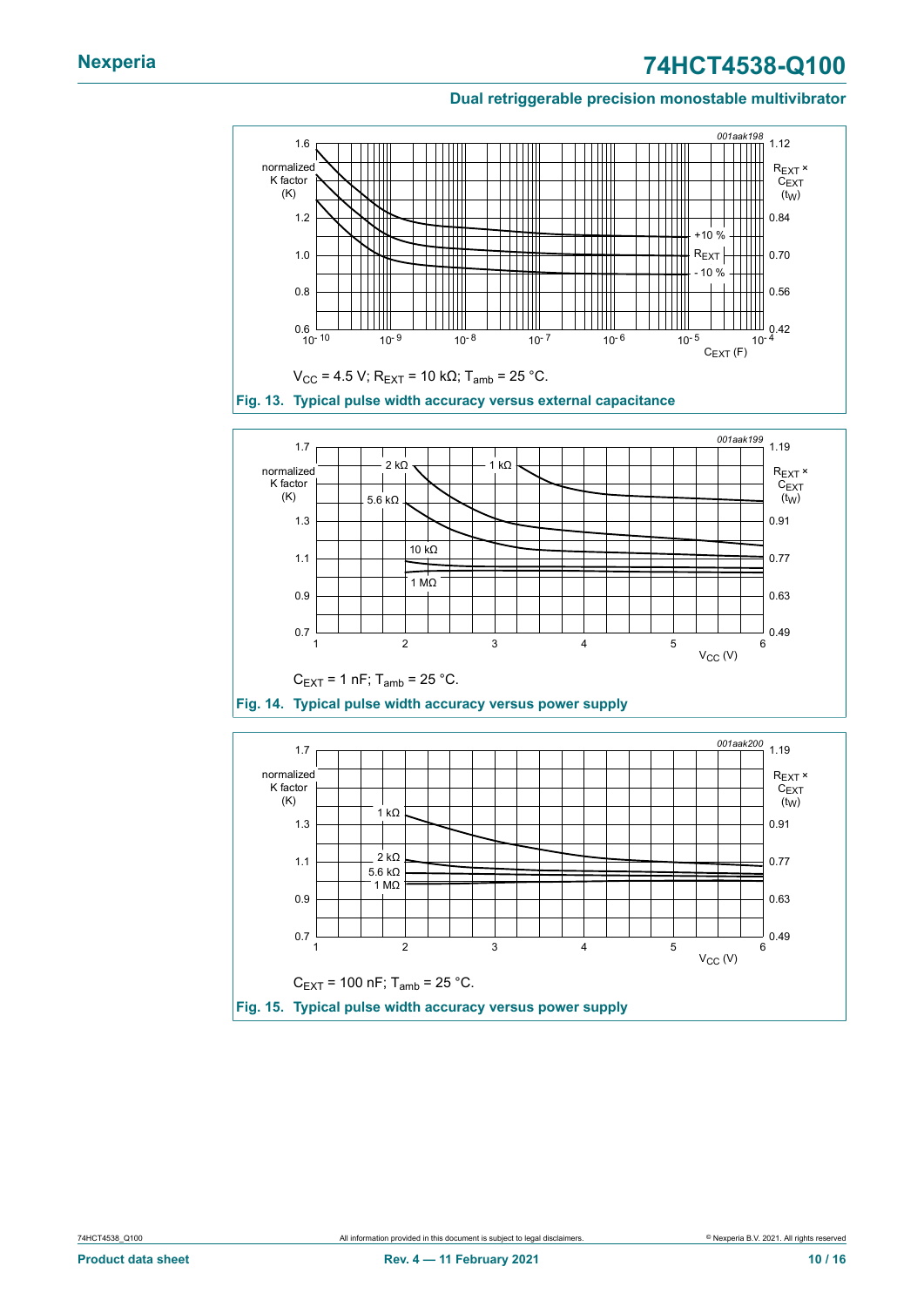$V_{CC}$ = 4.5 V; $R_{EXT}$ = 10 kΩ; $T_{amb}$ = 25 °C.

**Fig. 13. Typical pulse width accuracy versus external capacitance**

$C_{EXT}$ = 1 nF; $T_{amb}$ = 25 °C.

**Fig. 14. Typical pulse width accuracy versus power supply**

$C_{EXT}$ = 100 nF; $T_{amb}$ = 25 °C.

**Fig. 15. Typical pulse width accuracy versus power supply**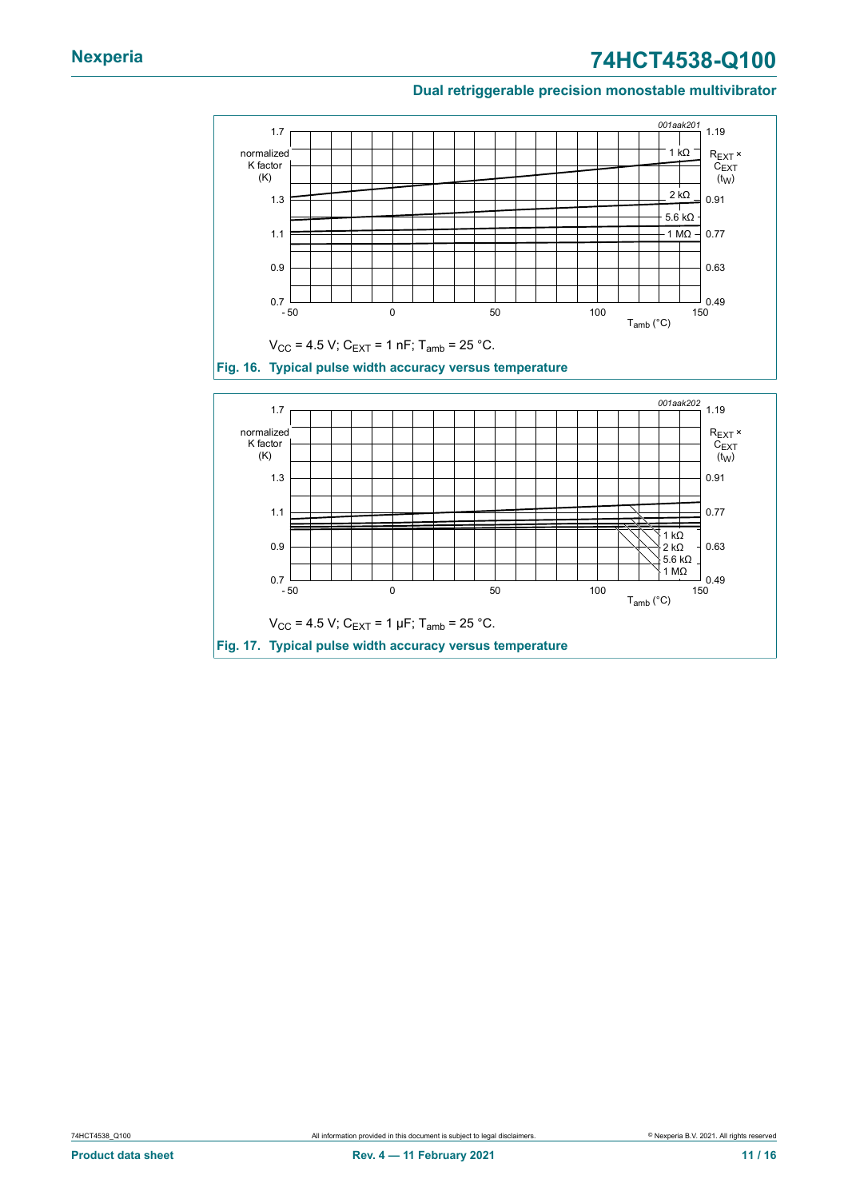$V_{CC}$ = 4.5 V; $C_{EXT}$ = 1 nF; $T_{amb}$ = 25 °C.

**Fig. 16. Typical pulse width accuracy versus temperature**

$V_{CC}$ = 4.5 V; $C_{EXT}$ = 1 μF; $T_{amb}$ = 25 °C.

**Fig. 17. Typical pulse width accuracy versus temperature**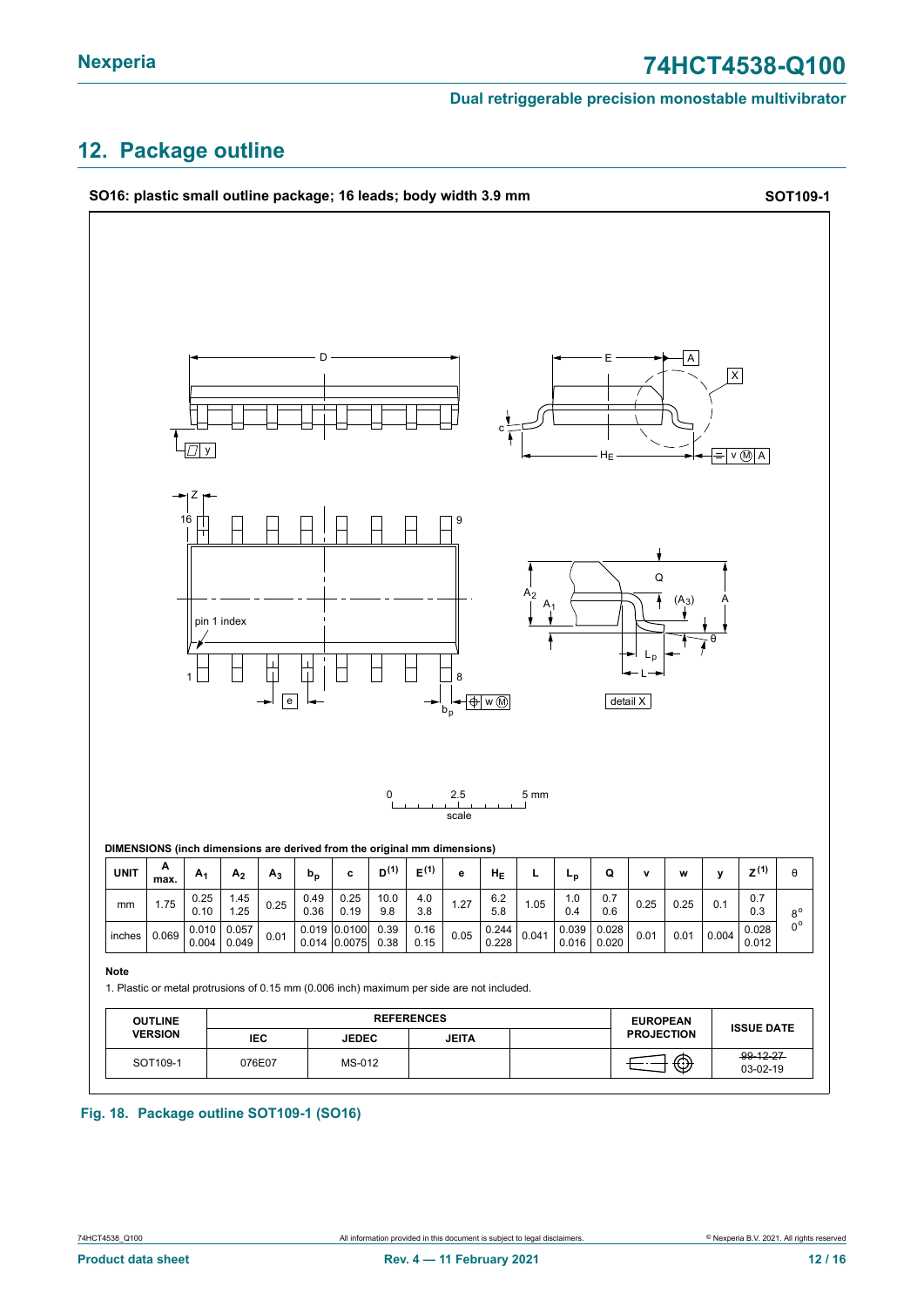## 12. Package outline

**SO16: plastic small outline package; 16 leads; body width 3.9 mm** **SOT109-1**

DIMENSIONS (inch dimensions are derived from the original mm dimensions)

| UNIT | A max. | $A_1$ | $A_2$ | $A_3$ | $b_p$ | c | $D^{(1)}$ | $E^{(1)}$ | e | $H_E$ | L | $L_p$ | Q | v | w | y | $Z^{(1)}$ | θ |
|---|---|---|---|---|---|---|---|---|---|---|---|---|---|---|---|---|---|---|
| mm | 1.75 | 0.25<br>0.10 | 1.45<br>1.25 | 0.25 | 0.49<br>0.36 | 0.25<br>0.19 | 10.0<br>9.8 | 4.0<br>3.8 | 1.27 | 6.2<br>5.8 | 1.05 | 1.0<br>0.4 | 0.7<br>0.6 | 0.25 | 0.25 | 0.1 | 0.7<br>0.3 | 8°<br>0° |
| inches | 0.069 | 0.010<br>0.004 | 0.057<br>0.049 | 0.01 | 0.019<br>0.014 | 0.0100<br>0.0075 | 0.39<br>0.38 | 0.16<br>0.15 | 0.05 | 0.244<br>0.228 | 0.041 | 0.039<br>0.016 | 0.028<br>0.020 | 0.01 | 0.01 | 0.004 | 0.028<br>0.012 | |

**Note**

1. Plastic or metal protrusions of 0.15 mm (0.006 inch) maximum per side are not included.

| OUTLINE VERSION | REFERENCES | | | | EUROPEAN PROJECTION | ISSUE DATE |
|---|---|---|---|---|---|---|
| | IEC | JEDEC | JEITA | | | |
| SOT109-1 | 076E07 | MS-012 | | | | ~~99-12-27~~<br>03-02-19 |

**Fig. 18. Package outline SOT109-1 (SO16)**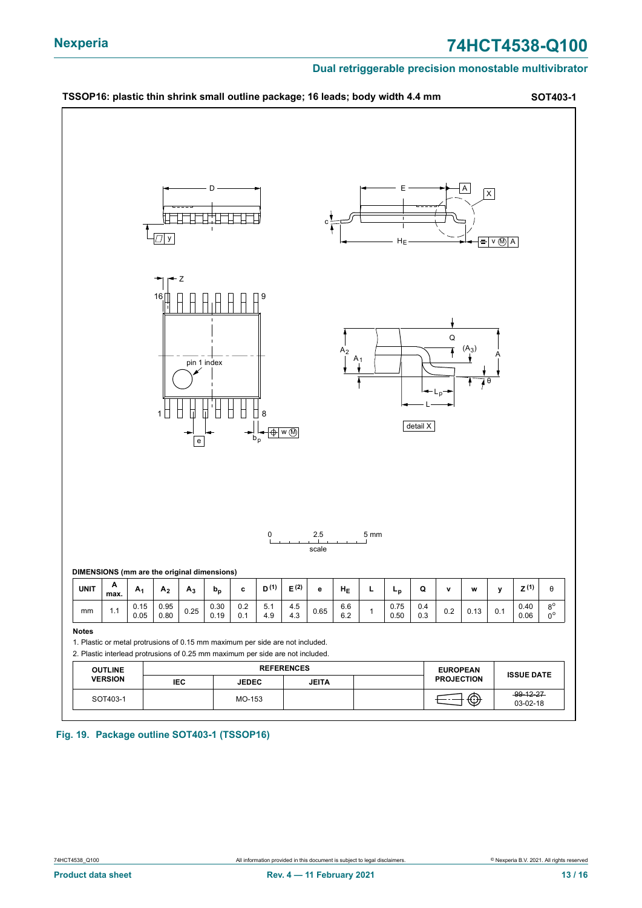## TSSOP16: plastic thin shrink small outline package; 16 leads; body width 4.4 mm — SOT403-1

**DIMENSIONS (mm are the original dimensions)**

| UNIT | A max. | $A_1$ | $A_2$ | $A_3$ | $b_p$ | c | D [1] | E [2] | e | $H_E$ | L | $L_p$ | Q | v | w | y | Z [1] | θ |
|---|---|---|---|---|---|---|---|---|---|---|---|---|---|---|---|---|---|---|
| mm | 1.1 | 0.15<br>0.05 | 0.95<br>0.80 | 0.25 | 0.30<br>0.19 | 0.2<br>0.1 | 5.1<br>4.9 | 4.5<br>4.3 | 0.65 | 6.6<br>6.2 | 1 | 0.75<br>0.50 | 0.4<br>0.3 | 0.2 | 0.13 | 0.1 | 0.40<br>0.06 | 8°<br>0° |

**Notes**

1. Plastic or metal protrusions of 0.15 mm maximum per side are not included.
2. Plastic interlead protrusions of 0.25 mm maximum per side are not included.

| OUTLINE VERSION | REFERENCES | | | | EUROPEAN PROJECTION | ISSUE DATE |
|---|---|---|---|---|---|---|
| | IEC | JEDEC | JEITA | | | |
| SOT403-1 | | MO-153 | | | | ~~99-12-27~~<br>03-02-18 |

**Fig. 19. Package outline SOT403-1 (TSSOP16)**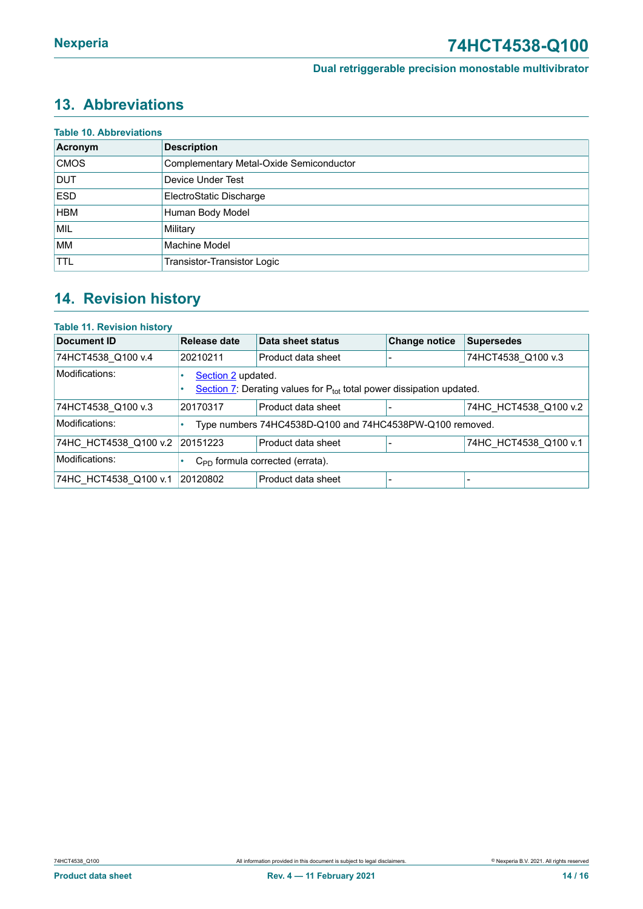## 13. Abbreviations

**Table 10. Abbreviations**

| Acronym | Description |
|---|---|
| CMOS | Complementary Metal-Oxide Semiconductor |
| DUT | Device Under Test |
| ESD | ElectroStatic Discharge |
| HBM | Human Body Model |
| MIL | Military |
| MM | Machine Model |
| TTL | Transistor-Transistor Logic |

## 14. Revision history

**Table 11. Revision history**

| Document ID | Release date | Data sheet status | Change notice | Supersedes |
|---|---|---|---|---|
| 74HCT4538_Q100 v.4 | 20210211 | Product data sheet | - | 74HCT4538_Q100 v.3 |
| Modifications: | • Section 2 updated.<br>• Section 7: Derating values for $P_{tot}$ total power dissipation updated. | | | |
| 74HCT4538_Q100 v.3 | 20170317 | Product data sheet | - | 74HC_HCT4538_Q100 v.2 |
| Modifications: | • Type numbers 74HC4538D-Q100 and 74HC4538PW-Q100 removed. | | | |
| 74HC_HCT4538_Q100 v.2 | 20151223 | Product data sheet | - | 74HC_HCT4538_Q100 v.1 |
| Modifications: | • $C_{PD}$ formula corrected (errata). | | | |
| 74HC_HCT4538_Q100 v.1 | 20120802 | Product data sheet | - | - |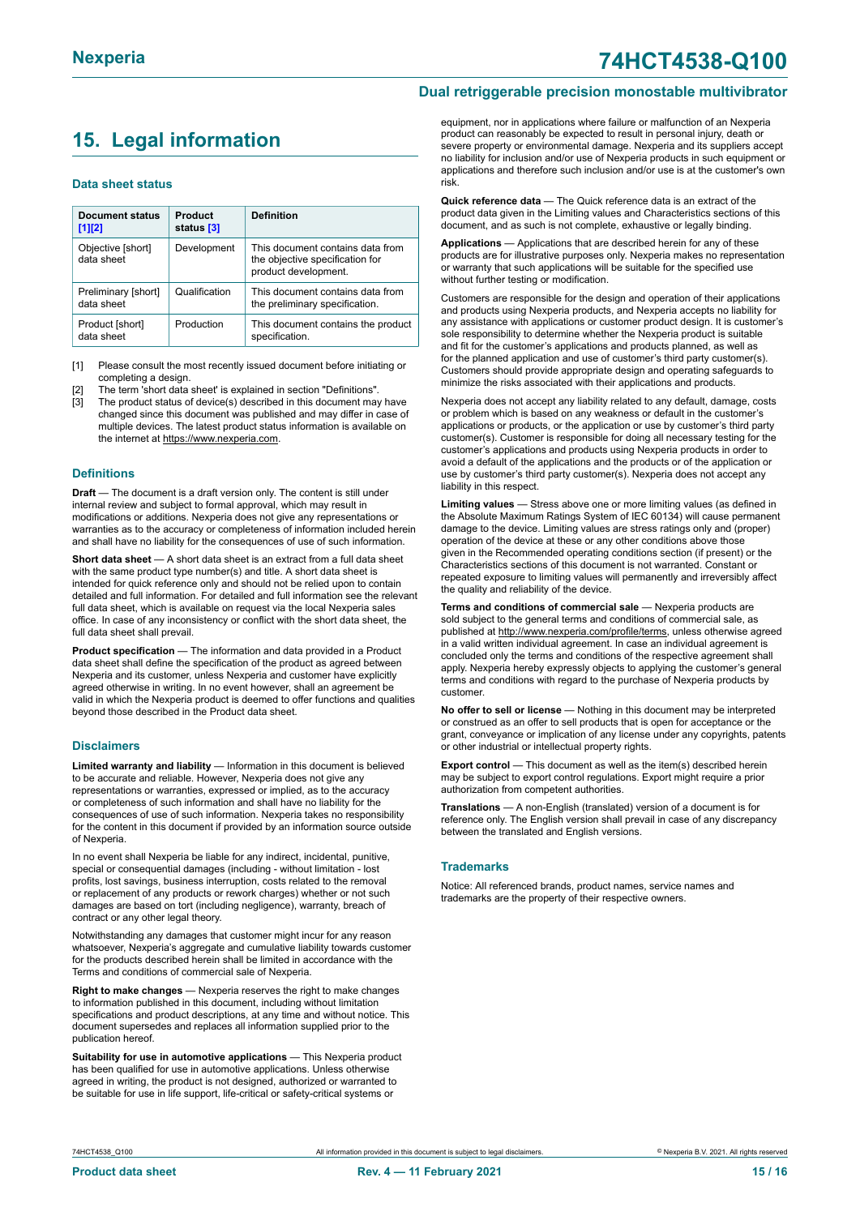# 15. Legal information

### Data sheet status

| Document status [1][2] | Product status [3] | Definition |
| --- | --- | --- |
| Objective [short] data sheet | Development | This document contains data from the objective specification for product development. |
| Preliminary [short] data sheet | Qualification | This document contains data from the preliminary specification. |
| Product [short] data sheet | Production | This document contains the product specification. |

[1] Please consult the most recently issued document before initiating or completing a design.
[2] The term 'short data sheet' is explained in section "Definitions".
[3] The product status of device(s) described in this document may have changed since this document was published and may differ in case of multiple devices. The latest product status information is available on the internet at https://www.nexperia.com.

### Definitions

**Draft** — The document is a draft version only. The content is still under internal review and subject to formal approval, which may result in modifications or additions. Nexperia does not give any representations or warranties as to the accuracy or completeness of information included herein and shall have no liability for the consequences of use of such information.

**Short data sheet** — A short data sheet is an extract from a full data sheet with the same product type number(s) and title. A short data sheet is intended for quick reference only and should not be relied upon to contain detailed and full information. For detailed and full information see the relevant full data sheet, which is available on request via the local Nexperia sales office. In case of any inconsistency or conflict with the short data sheet, the full data sheet shall prevail.

**Product specification** — The information and data provided in a Product data sheet shall define the specification of the product as agreed between Nexperia and its customer, unless Nexperia and customer have explicitly agreed otherwise in writing. In no event however, shall an agreement be valid in which the Nexperia product is deemed to offer functions and qualities beyond those described in the Product data sheet.

### Disclaimers

**Limited warranty and liability** — Information in this document is believed to be accurate and reliable. However, Nexperia does not give any representations or warranties, expressed or implied, as to the accuracy or completeness of such information and shall have no liability for the consequences of use of such information. Nexperia takes no responsibility for the content in this document if provided by an information source outside of Nexperia.

In no event shall Nexperia be liable for any indirect, incidental, punitive, special or consequential damages (including - without limitation - lost profits, lost savings, business interruption, costs related to the removal or replacement of any products or rework charges) whether or not such damages are based on tort (including negligence), warranty, breach of contract or any other legal theory.

Notwithstanding any damages that customer might incur for any reason whatsoever, Nexperia's aggregate and cumulative liability towards customer for the products described herein shall be limited in accordance with the Terms and conditions of commercial sale of Nexperia.

**Right to make changes** — Nexperia reserves the right to make changes to information published in this document, including without limitation specifications and product descriptions, at any time and without notice. This document supersedes and replaces all information supplied prior to the publication hereof.

**Suitability for use in automotive applications** — This Nexperia product has been qualified for use in automotive applications. Unless otherwise agreed in writing, the product is not designed, authorized or warranted to be suitable for use in life support, life-critical or safety-critical systems or equipment, nor in applications where failure or malfunction of an Nexperia product can reasonably be expected to result in personal injury, death or severe property or environmental damage. Nexperia and its suppliers accept no liability for inclusion and/or use of Nexperia products in such equipment or applications and therefore such inclusion and/or use is at the customer's own risk.

**Quick reference data** — The Quick reference data is an extract of the product data given in the Limiting values and Characteristics sections of this document, and as such is not complete, exhaustive or legally binding.

**Applications** — Applications that are described herein for any of these products are for illustrative purposes only. Nexperia makes no representation or warranty that such applications will be suitable for the specified use without further testing or modification.

Customers are responsible for the design and operation of their applications and products using Nexperia products, and Nexperia accepts no liability for any assistance with applications or customer product design. It is customer's sole responsibility to determine whether the Nexperia product is suitable and fit for the customer's applications and products planned, as well as for the planned application and use of customer's third party customer(s). Customers should provide appropriate design and operating safeguards to minimize the risks associated with their applications and products.

Nexperia does not accept any liability related to any default, damage, costs or problem which is based on any weakness or default in the customer's applications or products, or the application or use by customer's third party customer(s). Customer is responsible for doing all necessary testing for the customer's applications and products using Nexperia products in order to avoid a default of the applications and the products or of the application or use by customer's third party customer(s). Nexperia does not accept any liability in this respect.

**Limiting values** — Stress above one or more limiting values (as defined in the Absolute Maximum Ratings System of IEC 60134) will cause permanent damage to the device. Limiting values are stress ratings only and (proper) operation of the device at these or any other conditions above those given in the Recommended operating conditions section (if present) or the Characteristics sections of this document is not warranted. Constant or repeated exposure to limiting values will permanently and irreversibly affect the quality and reliability of the device.

**Terms and conditions of commercial sale** — Nexperia products are sold subject to the general terms and conditions of commercial sale, as published at http://www.nexperia.com/profile/terms, unless otherwise agreed in a valid written individual agreement. In case an individual agreement is concluded only the terms and conditions of the respective agreement shall apply. Nexperia hereby expressly objects to applying the customer's general terms and conditions with regard to the purchase of Nexperia products by customer.

**No offer to sell or license** — Nothing in this document may be interpreted or construed as an offer to sell products that is open for acceptance or the grant, conveyance or implication of any license under any copyrights, patents or other industrial or intellectual property rights.

**Export control** — This document as well as the item(s) described herein may be subject to export control regulations. Export might require a prior authorization from competent authorities.

**Translations** — A non-English (translated) version of a document is for reference only. The English version shall prevail in case of any discrepancy between the translated and English versions.

### Trademarks

Notice: All referenced brands, product names, service names and trademarks are the property of their respective owners.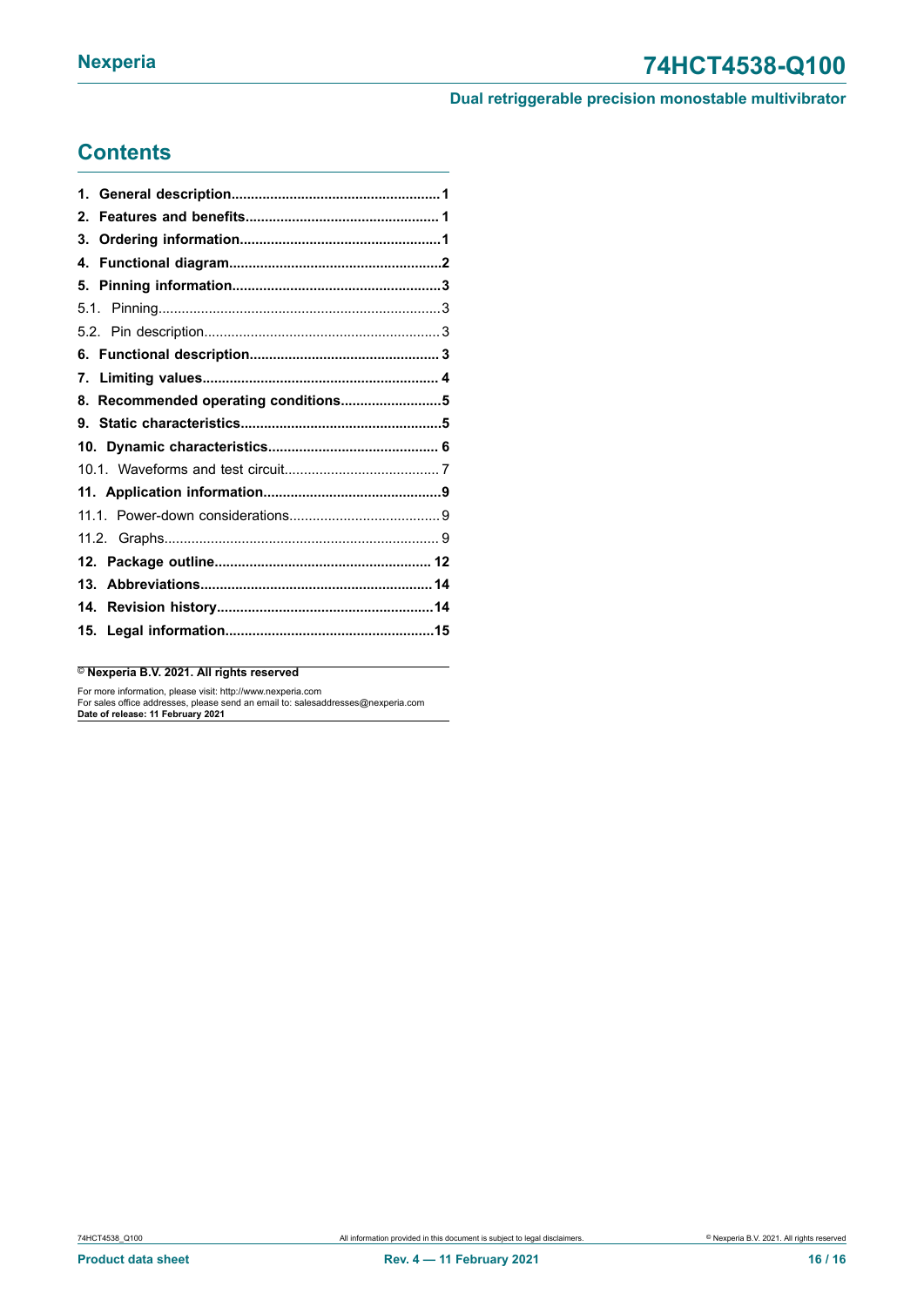## Contents

**1. General description** 1
**2. Features and benefits** 1
**3. Ordering information** 1
**4. Functional diagram** 2
**5. Pinning information** 3
5.1. Pinning 3
5.2. Pin description 3
**6. Functional description** 3
**7. Limiting values** 4
**8. Recommended operating conditions** 5
**9. Static characteristics** 5
**10. Dynamic characteristics** 6
10.1. Waveforms and test circuit 7
**11. Application information** 9
11.1. Power-down considerations 9
11.2. Graphs 9
**12. Package outline** 12
**13. Abbreviations** 14
**14. Revision history** 14
**15. Legal information** 15

---

**© Nexperia B.V. 2021. All rights reserved**

For more information, please visit: http://www.nexperia.com
For sales office addresses, please send an email to: salesaddresses@nexperia.com
**Date of release: 11 February 2021**